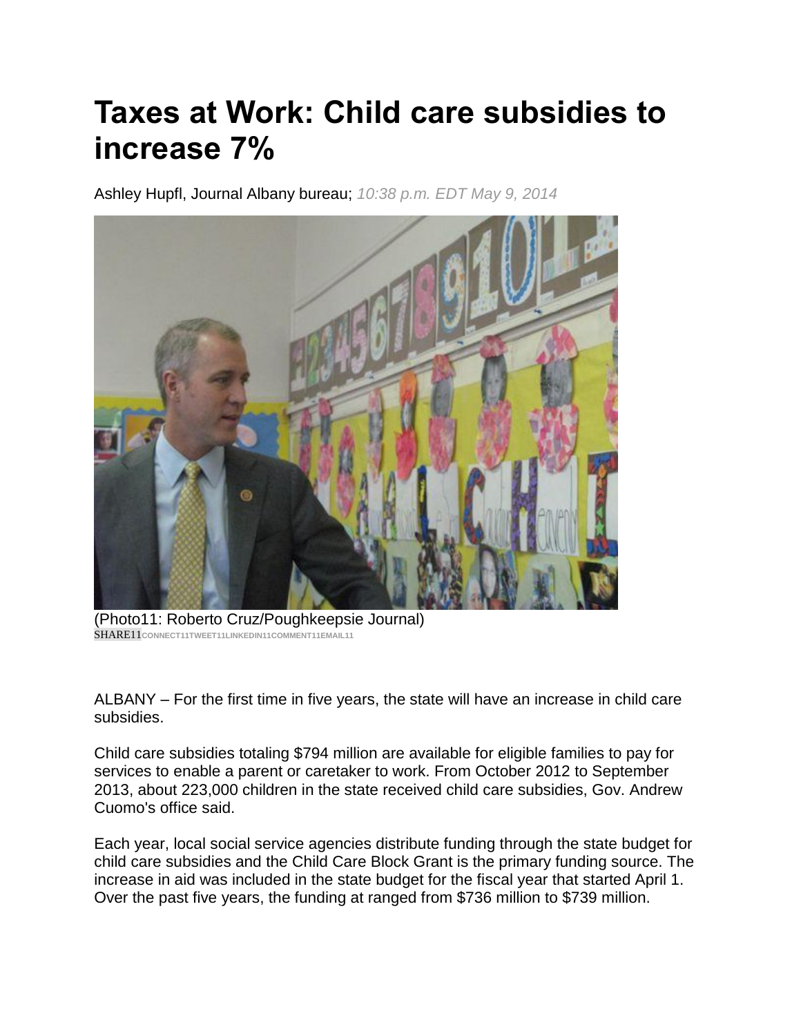# Taxes at Work: Child care subsidies to increase 7%

Ashley Hupfl, Journal Albany bureau; *10:38 p.m. EDT May 9, 2014*

(Photo11: Roberto Cruz/Poughkeepsie Journal)

SHARE11CONNECT11TWEET11LINKEDIN11COMMENT11EMAIL11

ALBANY – For the first time in five years, the state will have an increase in child care subsidies.

Child care subsidies totaling $794 million are available for eligible families to pay for services to enable a parent or caretaker to work. From October 2012 to September 2013, about 223,000 children in the state received child care subsidies, Gov. Andrew Cuomo's office said.

Each year, local social service agencies distribute funding through the state budget for child care subsidies and the Child Care Block Grant is the primary funding source. The increase in aid was included in the state budget for the fiscal year that started April 1. Over the past five years, the funding at ranged from $736 million to $739 million.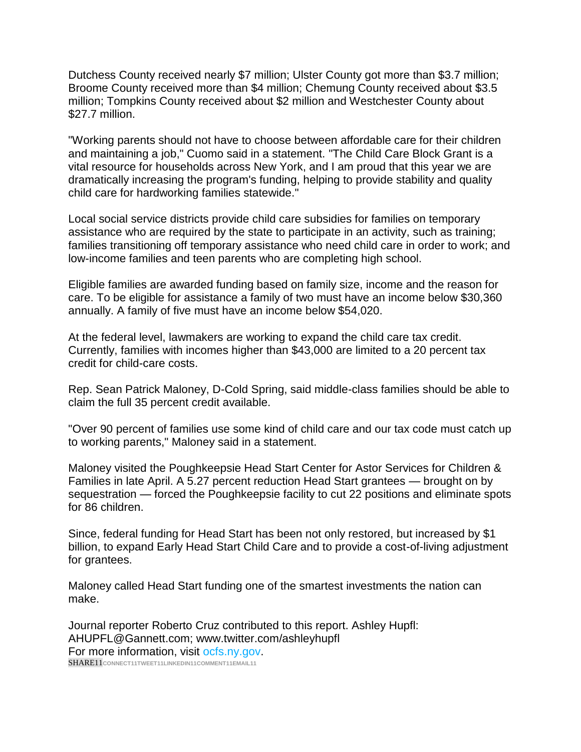Dutchess County received nearly $7 million; Ulster County got more than $3.7 million; Broome County received more than $4 million; Chemung County received about $3.5 million; Tompkins County received about $2 million and Westchester County about $27.7 million.

"Working parents should not have to choose between affordable care for their children and maintaining a job," Cuomo said in a statement. "The Child Care Block Grant is a vital resource for households across New York, and I am proud that this year we are dramatically increasing the program's funding, helping to provide stability and quality child care for hardworking families statewide."

Local social service districts provide child care subsidies for families on temporary assistance who are required by the state to participate in an activity, such as training; families transitioning off temporary assistance who need child care in order to work; and low-income families and teen parents who are completing high school.

Eligible families are awarded funding based on family size, income and the reason for care. To be eligible for assistance a family of two must have an income below $30,360 annually. A family of five must have an income below $54,020.

At the federal level, lawmakers are working to expand the child care tax credit. Currently, families with incomes higher than $43,000 are limited to a 20 percent tax credit for child-care costs.

Rep. Sean Patrick Maloney, D-Cold Spring, said middle-class families should be able to claim the full 35 percent credit available.

"Over 90 percent of families use some kind of child care and our tax code must catch up to working parents," Maloney said in a statement.

Maloney visited the Poughkeepsie Head Start Center for Astor Services for Children & Families in late April. A 5.27 percent reduction Head Start grantees — brought on by sequestration — forced the Poughkeepsie facility to cut 22 positions and eliminate spots for 86 children.

Since, federal funding for Head Start has been not only restored, but increased by $1 billion, to expand Early Head Start Child Care and to provide a cost-of-living adjustment for grantees.

Maloney called Head Start funding one of the smartest investments the nation can make.

Journal reporter Roberto Cruz contributed to this report. Ashley Hupfl: AHUPFL@Gannett.com; www.twitter.com/ashleyhupfl
For more information, visit ocfs.ny.gov.
SHARE11CONNECT11TWEET11LINKEDIN11COMMENT11EMAIL11